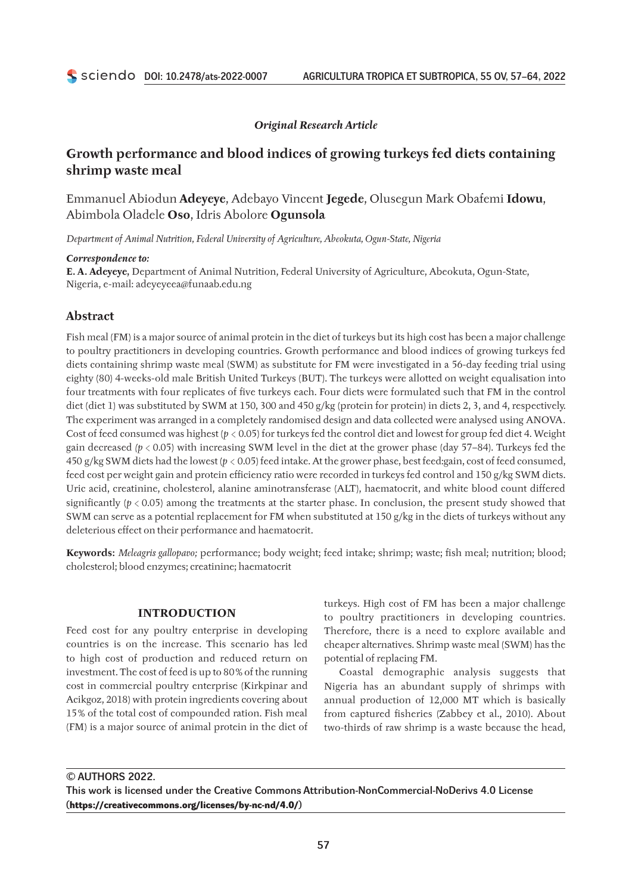*Original Research Article*

# Growth performance and blood indices of growing turkeys fed diets containing shrimp waste meal

Emmanuel Abiodun **Adeyeye**, Adebayo Vincent **Jegede**, Olusegun Mark Obafemi **Idowu**, Abimbola Oladele **Oso**, Idris Abolore **Ogunsola**

*Department of Animal Nutrition, Federal University of Agriculture, Abeokuta, Ogun-State, Nigeria*

***Correspondence to:***
**E. A. Adeyeye,** Department of Animal Nutrition, Federal University of Agriculture, Abeokuta, Ogun-State, Nigeria, e-mail: adeyeyeea@funaab.edu.ng

## Abstract

Fish meal (FM) is a major source of animal protein in the diet of turkeys but its high cost has been a major challenge to poultry practitioners in developing countries. Growth performance and blood indices of growing turkeys fed diets containing shrimp waste meal (SWM) as substitute for FM were investigated in a 56-day feeding trial using eighty (80) 4-weeks-old male British United Turkeys (BUT). The turkeys were allotted on weight equalisation into four treatments with four replicates of five turkeys each. Four diets were formulated such that FM in the control diet (diet 1) was substituted by SWM at 150, 300 and 450 g/kg (protein for protein) in diets 2, 3, and 4, respectively. The experiment was arranged in a completely randomised design and data collected were analysed using ANOVA. Cost of feed consumed was highest ($p < 0.05$) for turkeys fed the control diet and lowest for group fed diet 4. Weight gain decreased ($p < 0.05$) with increasing SWM level in the diet at the grower phase (day 57–84). Turkeys fed the 450 g/kg SWM diets had the lowest ($p < 0.05$) feed intake. At the grower phase, best feed:gain, cost of feed consumed, feed cost per weight gain and protein efficiency ratio were recorded in turkeys fed control and 150 g/kg SWM diets. Uric acid, creatinine, cholesterol, alanine aminotransferase (ALT), haematocrit, and white blood count differed significantly ($p < 0.05$) among the treatments at the starter phase. In conclusion, the present study showed that SWM can serve as a potential replacement for FM when substituted at 150 g/kg in the diets of turkeys without any deleterious effect on their performance and haematocrit.

**Keywords:** *Meleagris gallopavo;* performance; body weight; feed intake; shrimp; waste; fish meal; nutrition; blood; cholesterol; blood enzymes; creatinine; haematocrit

## INTRODUCTION

Feed cost for any poultry enterprise in developing countries is on the increase. This scenario has led to high cost of production and reduced return on investment. The cost of feed is up to 80% of the running cost in commercial poultry enterprise (Kirkpinar and Acikgoz, 2018) with protein ingredients covering about 15% of the total cost of compounded ration. Fish meal (FM) is a major source of animal protein in the diet of turkeys. High cost of FM has been a major challenge to poultry practitioners in developing countries. Therefore, there is a need to explore available and cheaper alternatives. Shrimp waste meal (SWM) has the potential of replacing FM.

Coastal demographic analysis suggests that Nigeria has an abundant supply of shrimps with annual production of 12,000 MT which is basically from captured fisheries (Zabbey et al., 2010). About two-thirds of raw shrimp is a waste because the head,

**© AUTHORS 2022.**
**This work is licensed under the Creative Commons Attribution-NonCommercial-NoDerivs 4.0 License (https://creativecommons.org/licenses/by-nc-nd/4.0/)**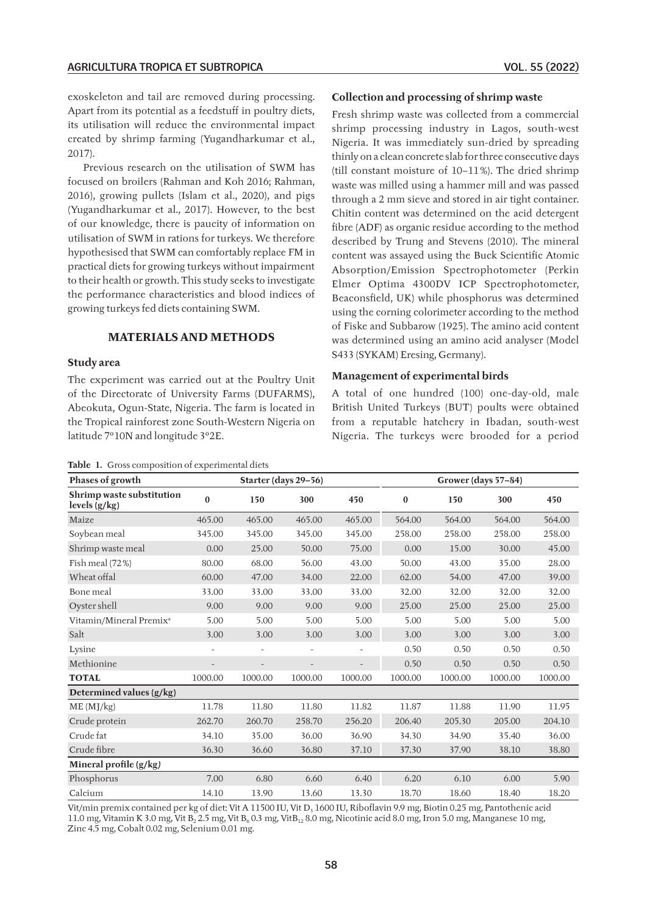exoskeleton and tail are removed during processing. Apart from its potential as a feedstuff in poultry diets, its utilisation will reduce the environmental impact created by shrimp farming (Yugandharkumar et al., 2017).

Previous research on the utilisation of SWM has focused on broilers (Rahman and Koh 2016; Rahman, 2016), growing pullets (Islam et al., 2020), and pigs (Yugandharkumar et al., 2017). However, to the best of our knowledge, there is paucity of information on utilisation of SWM in rations for turkeys. We therefore hypothesised that SWM can comfortably replace FM in practical diets for growing turkeys without impairment to their health or growth. This study seeks to investigate the performance characteristics and blood indices of growing turkeys fed diets containing SWM.

## MATERIALS AND METHODS

### Study area

The experiment was carried out at the Poultry Unit of the Directorate of University Farms (DUFARMS), Abeokuta, Ogun-State, Nigeria. The farm is located in the Tropical rainforest zone South-Western Nigeria on latitude 7°10N and longitude 3°2E.

### Collection and processing of shrimp waste

Fresh shrimp waste was collected from a commercial shrimp processing industry in Lagos, south-west Nigeria. It was immediately sun-dried by spreading thinly on a clean concrete slab for three consecutive days (till constant moisture of 10–11%). The dried shrimp waste was milled using a hammer mill and was passed through a 2 mm sieve and stored in air tight container. Chitin content was determined on the acid detergent fibre (ADF) as organic residue according to the method described by Trung and Stevens (2010). The mineral content was assayed using the Buck Scientific Atomic Absorption/Emission Spectrophotometer (Perkin Elmer Optima 4300DV ICP Spectrophotometer, Beaconsfield, UK) while phosphorus was determined using the corning colorimeter according to the method of Fiske and Subbarow (1925). The amino acid content was determined using an amino acid analyser (Model S433 (SYKAM) Eresing, Germany).

### Management of experimental birds

A total of one hundred (100) one-day-old, male British United Turkeys (BUT) poults were obtained from a reputable hatchery in Ibadan, south-west Nigeria. The turkeys were brooded for a period

**Table 1.** Gross composition of experimental diets

| Phases of growth | Starter (days 29–56) | | | | Grower (days 57–84) | | | |
|---|---|---|---|---|---|---|---|---|
| **Shrimp waste substitution levels (g/kg)** | **0** | **150** | **300** | **450** | **0** | **150** | **300** | **450** |
| Maize | 465.00 | 465.00 | 465.00 | 465.00 | 564.00 | 564.00 | 564.00 | 564.00 |
| Soybean meal | 345.00 | 345.00 | 345.00 | 345.00 | 258.00 | 258.00 | 258.00 | 258.00 |
| Shrimp waste meal | 0.00 | 25.00 | 50.00 | 75.00 | 0.00 | 15.00 | 30.00 | 45.00 |
| Fish meal (72%) | 80.00 | 68.00 | 56.00 | 43.00 | 50.00 | 43.00 | 35.00 | 28.00 |
| Wheat offal | 60.00 | 47.00 | 34.00 | 22.00 | 62.00 | 54.00 | 47.00 | 39.00 |
| Bone meal | 33.00 | 33.00 | 33.00 | 33.00 | 32.00 | 32.00 | 32.00 | 32.00 |
| Oyster shell | 9.00 | 9.00 | 9.00 | 9.00 | 25.00 | 25.00 | 25.00 | 25.00 |
| Vitamin/Mineral Premix[a] | 5.00 | 5.00 | 5.00 | 5.00 | 5.00 | 5.00 | 5.00 | 5.00 |
| Salt | 3.00 | 3.00 | 3.00 | 3.00 | 3.00 | 3.00 | 3.00 | 3.00 |
| Lysine | - | - | - | - | 0.50 | 0.50 | 0.50 | 0.50 |
| Methionine | - | - | - | - | 0.50 | 0.50 | 0.50 | 0.50 |
| **TOTAL** | 1000.00 | 1000.00 | 1000.00 | 1000.00 | 1000.00 | 1000.00 | 1000.00 | 1000.00 |
| **Determined values (g/kg)** | | | | | | | | |
| ME (MJ/kg) | 11.78 | 11.80 | 11.80 | 11.82 | 11.87 | 11.88 | 11.90 | 11.95 |
| Crude protein | 262.70 | 260.70 | 258.70 | 256.20 | 206.40 | 205.30 | 205.00 | 204.10 |
| Crude fat | 34.10 | 35.00 | 36.00 | 36.90 | 34.30 | 34.90 | 35.40 | 36.00 |
| Crude fibre | 36.30 | 36.60 | 36.80 | 37.10 | 37.30 | 37.90 | 38.10 | 38.80 |
| **Mineral profile (g/kg)** | | | | | | | | |
| Phosphorus | 7.00 | 6.80 | 6.60 | 6.40 | 6.20 | 6.10 | 6.00 | 5.90 |
| Calcium | 14.10 | 13.90 | 13.60 | 13.30 | 18.70 | 18.60 | 18.40 | 18.20 |

Vit/min premix contained per kg of diet: Vit A 11500 IU, Vit $D_3$ 1600 IU, Riboflavin 9.9 mg, Biotin 0.25 mg, Pantothenic acid 11.0 mg, Vitamin K 3.0 mg, Vit $B_2$ 2.5 mg, Vit $B_6$ 0.3 mg, Vit$B_{12}$ 8.0 mg, Nicotinic acid 8.0 mg, Iron 5.0 mg, Manganese 10 mg, Zinc 4.5 mg, Cobalt 0.02 mg, Selenium 0.01 mg.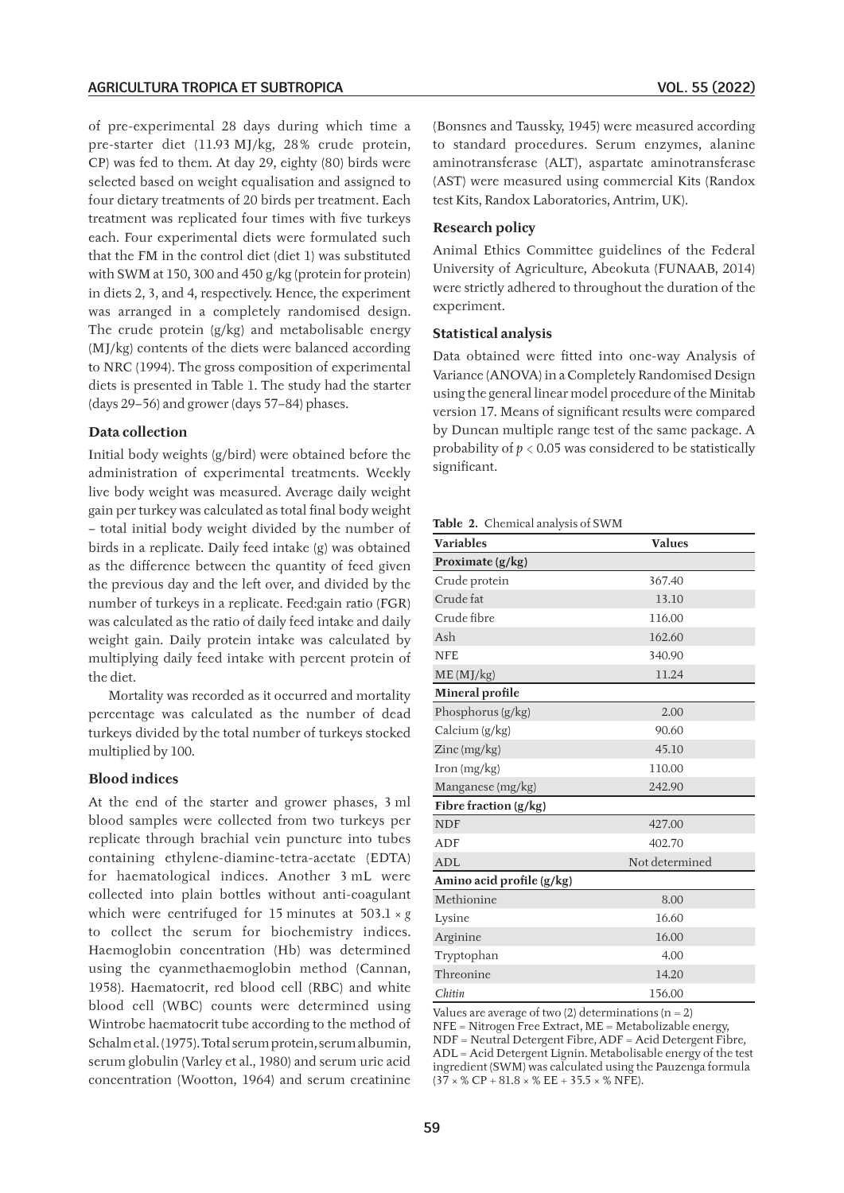of pre-experimental 28 days during which time a pre-starter diet (11.93 MJ/kg, 28% crude protein, CP) was fed to them. At day 29, eighty (80) birds were selected based on weight equalisation and assigned to four dietary treatments of 20 birds per treatment. Each treatment was replicated four times with five turkeys each. Four experimental diets were formulated such that the FM in the control diet (diet 1) was substituted with SWM at 150, 300 and 450 g/kg (protein for protein) in diets 2, 3, and 4, respectively. Hence, the experiment was arranged in a completely randomised design. The crude protein (g/kg) and metabolisable energy (MJ/kg) contents of the diets were balanced according to NRC (1994). The gross composition of experimental diets is presented in Table 1. The study had the starter (days 29–56) and grower (days 57–84) phases.

### Data collection

Initial body weights (g/bird) were obtained before the administration of experimental treatments. Weekly live body weight was measured. Average daily weight gain per turkey was calculated as total final body weight – total initial body weight divided by the number of birds in a replicate. Daily feed intake (g) was obtained as the difference between the quantity of feed given the previous day and the left over, and divided by the number of turkeys in a replicate. Feed:gain ratio (FGR) was calculated as the ratio of daily feed intake and daily weight gain. Daily protein intake was calculated by multiplying daily feed intake with percent protein of the diet.

Mortality was recorded as it occurred and mortality percentage was calculated as the number of dead turkeys divided by the total number of turkeys stocked multiplied by 100.

### Blood indices

At the end of the starter and grower phases, 3 ml blood samples were collected from two turkeys per replicate through brachial vein puncture into tubes containing ethylene-diamine-tetra-acetate (EDTA) for haematological indices. Another 3 mL were collected into plain bottles without anti-coagulant which were centrifuged for 15 minutes at 503.1 × *g* to collect the serum for biochemistry indices. Haemoglobin concentration (Hb) was determined using the cyanmethaemoglobin method (Cannan, 1958). Haematocrit, red blood cell (RBC) and white blood cell (WBC) counts were determined using Wintrobe haematocrit tube according to the method of Schalm et al. (1975). Total serum protein, serum albumin, serum globulin (Varley et al., 1980) and serum uric acid concentration (Wootton, 1964) and serum creatinine (Bonsnes and Taussky, 1945) were measured according to standard procedures. Serum enzymes, alanine aminotransferase (ALT), aspartate aminotransferase (AST) were measured using commercial Kits (Randox test Kits, Randox Laboratories, Antrim, UK).

### Research policy

Animal Ethics Committee guidelines of the Federal University of Agriculture, Abeokuta (FUNAAB, 2014) were strictly adhered to throughout the duration of the experiment.

### Statistical analysis

Data obtained were fitted into one-way Analysis of Variance (ANOVA) in a Completely Randomised Design using the general linear model procedure of the Minitab version 17. Means of significant results were compared by Duncan multiple range test of the same package. A probability of $p < 0.05$ was considered to be statistically significant.

**Table 2.** Chemical analysis of SWM

| Variables | Values |
|---|---|
| **Proximate (g/kg)** | |
| Crude protein | 367.40 |
| Crude fat | 13.10 |
| Crude fibre | 116.00 |
| Ash | 162.60 |
| NFE | 340.90 |
| ME (MJ/kg) | 11.24 |
| **Mineral profile** | |
| Phosphorus (g/kg) | 2.00 |
| Calcium (g/kg) | 90.60 |
| Zinc (mg/kg) | 45.10 |
| Iron (mg/kg) | 110.00 |
| Manganese (mg/kg) | 242.90 |
| **Fibre fraction (g/kg)** | |
| NDF | 427.00 |
| ADF | 402.70 |
| ADL | Not determined |
| **Amino acid profile (g/kg)** | |
| Methionine | 8.00 |
| Lysine | 16.60 |
| Arginine | 16.00 |
| Tryptophan | 4.00 |
| Threonine | 14.20 |
| *Chitin* | 156.00 |

Values are average of two (2) determinations (n = 2)
NFE = Nitrogen Free Extract, ME = Metabolizable energy, NDF = Neutral Detergent Fibre, ADF = Acid Detergent Fibre, ADL = Acid Detergent Lignin. Metabolisable energy of the test ingredient (SWM) was calculated using the Pauzenga formula (37 × % CP + 81.8 × % EE + 35.5 × % NFE).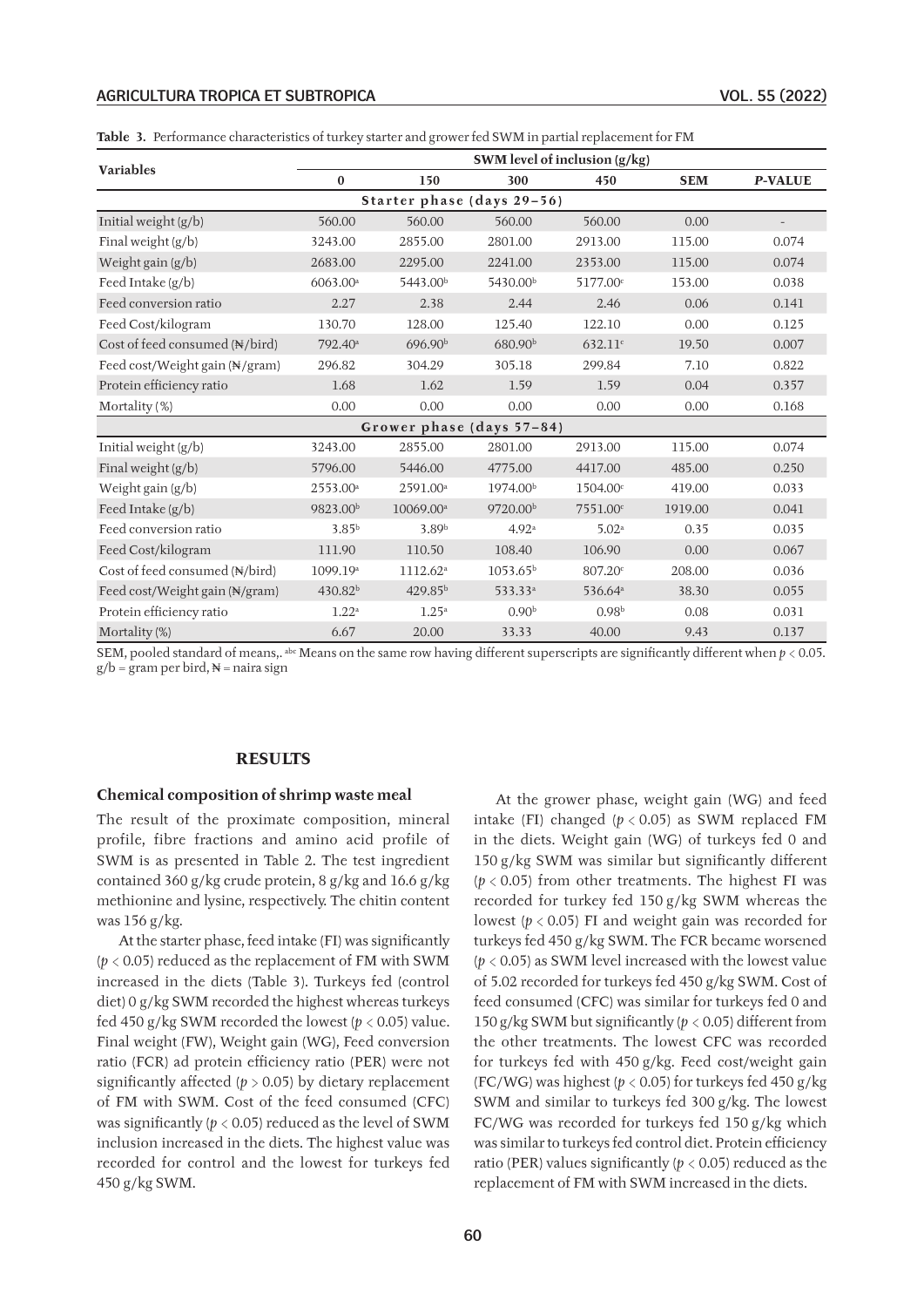**Table 3.** Performance characteristics of turkey starter and grower fed SWM in partial replacement for FM

| Variables | SWM level of inclusion (g/kg) | | | | | |
|---|---|---|---|---|---|---|
| | 0 | 150 | 300 | 450 | SEM | *P*-VALUE |
| **Starter phase (days 29–56)** | | | | | | |
| Initial weight (g/b) | 560.00 | 560.00 | 560.00 | 560.00 | 0.00 | - |
| Final weight (g/b) | 3243.00 | 2855.00 | 2801.00 | 2913.00 | 115.00 | 0.074 |
| Weight gain (g/b) | 2683.00 | 2295.00 | 2241.00 | 2353.00 | 115.00 | 0.074 |
| Feed Intake (g/b) | 6063.00[a] | 5443.00[b] | 5430.00[b] | 5177.00[c] | 153.00 | 0.038 |
| Feed conversion ratio | 2.27 | 2.38 | 2.44 | 2.46 | 0.06 | 0.141 |
| Feed Cost/kilogram | 130.70 | 128.00 | 125.40 | 122.10 | 0.00 | 0.125 |
| Cost of feed consumed (₦/bird) | 792.40[a] | 696.90[b] | 680.90[b] | 632.11[c] | 19.50 | 0.007 |
| Feed cost/Weight gain (₦/gram) | 296.82 | 304.29 | 305.18 | 299.84 | 7.10 | 0.822 |
| Protein efficiency ratio | 1.68 | 1.62 | 1.59 | 1.59 | 0.04 | 0.357 |
| Mortality (%) | 0.00 | 0.00 | 0.00 | 0.00 | 0.00 | 0.168 |
| **Grower phase (days 57–84)** | | | | | | |
| Initial weight (g/b) | 3243.00 | 2855.00 | 2801.00 | 2913.00 | 115.00 | 0.074 |
| Final weight (g/b) | 5796.00 | 5446.00 | 4775.00 | 4417.00 | 485.00 | 0.250 |
| Weight gain (g/b) | 2553.00[a] | 2591.00[a] | 1974.00[b] | 1504.00[c] | 419.00 | 0.033 |
| Feed Intake (g/b) | 9823.00[b] | 10069.00[a] | 9720.00[b] | 7551.00[c] | 1919.00 | 0.041 |
| Feed conversion ratio | 3.85[b] | 3.89[b] | 4.92[a] | 5.02[a] | 0.35 | 0.035 |
| Feed Cost/kilogram | 111.90 | 110.50 | 108.40 | 106.90 | 0.00 | 0.067 |
| Cost of feed consumed (₦/bird) | 1099.19[a] | 1112.62[a] | 1053.65[b] | 807.20[c] | 208.00 | 0.036 |
| Feed cost/Weight gain (₦/gram) | 430.82[b] | 429.85[b] | 533.33[a] | 536.64[a] | 38.30 | 0.055 |
| Protein efficiency ratio | 1.22[a] | 1.25[a] | 0.90[b] | 0.98[b] | 0.08 | 0.031 |
| Mortality (%) | 6.67 | 20.00 | 33.33 | 40.00 | 9.43 | 0.137 |

SEM, pooled standard of means,. [abc] Means on the same row having different superscripts are significantly different when $p < 0.05$. g/b = gram per bird, ₦ = naira sign

## RESULTS

### Chemical composition of shrimp waste meal

The result of the proximate composition, mineral profile, fibre fractions and amino acid profile of SWM is as presented in Table 2. The test ingredient contained 360 g/kg crude protein, 8 g/kg and 16.6 g/kg methionine and lysine, respectively. The chitin content was 156 g/kg.

At the starter phase, feed intake (FI) was significantly ($p < 0.05$) reduced as the replacement of FM with SWM increased in the diets (Table 3). Turkeys fed (control diet) 0 g/kg SWM recorded the highest whereas turkeys fed 450 g/kg SWM recorded the lowest ($p < 0.05$) value. Final weight (FW), Weight gain (WG), Feed conversion ratio (FCR) ad protein efficiency ratio (PER) were not significantly affected ($p > 0.05$) by dietary replacement of FM with SWM. Cost of the feed consumed (CFC) was significantly ($p < 0.05$) reduced as the level of SWM inclusion increased in the diets. The highest value was recorded for control and the lowest for turkeys fed 450 g/kg SWM.

At the grower phase, weight gain (WG) and feed intake (FI) changed ($p < 0.05$) as SWM replaced FM in the diets. Weight gain (WG) of turkeys fed 0 and 150 g/kg SWM was similar but significantly different ($p < 0.05$) from other treatments. The highest FI was recorded for turkey fed 150 g/kg SWM whereas the lowest ($p < 0.05$) FI and weight gain was recorded for turkeys fed 450 g/kg SWM. The FCR became worsened ($p < 0.05$) as SWM level increased with the lowest value of 5.02 recorded for turkeys fed 450 g/kg SWM. Cost of feed consumed (CFC) was similar for turkeys fed 0 and 150 g/kg SWM but significantly ($p < 0.05$) different from the other treatments. The lowest CFC was recorded for turkeys fed with 450 g/kg. Feed cost/weight gain (FC/WG) was highest ($p < 0.05$) for turkeys fed 450 g/kg SWM and similar to turkeys fed 300 g/kg. The lowest FC/WG was recorded for turkeys fed 150 g/kg which was similar to turkeys fed control diet. Protein efficiency ratio (PER) values significantly ($p < 0.05$) reduced as the replacement of FM with SWM increased in the diets.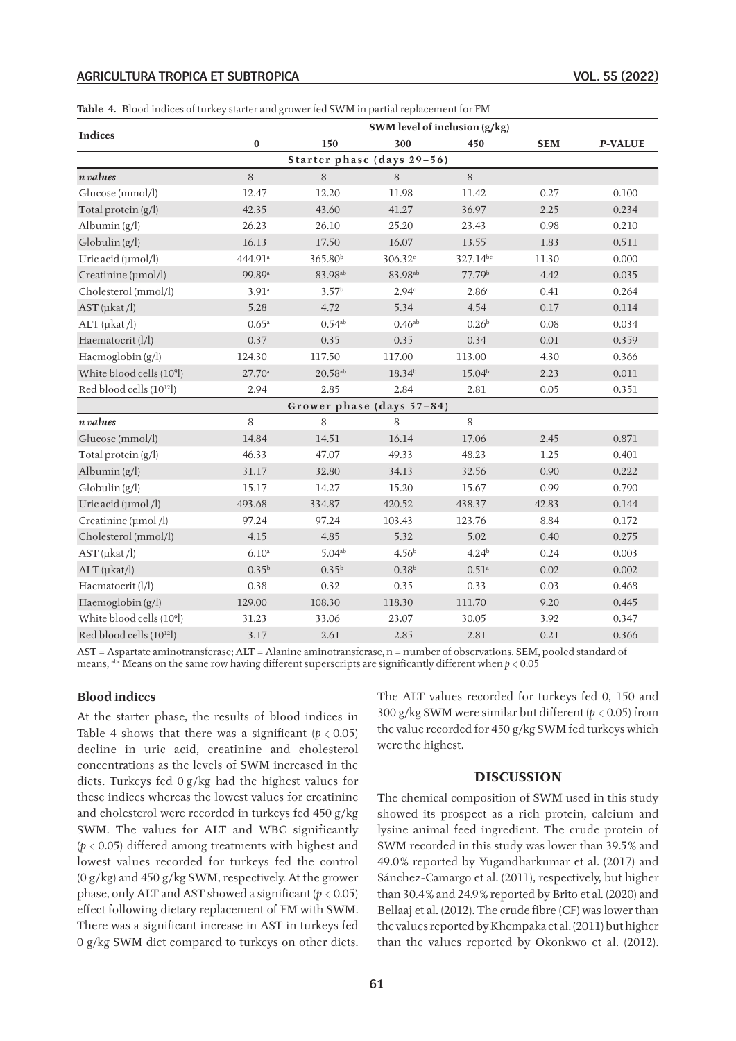**Table 4.** Blood indices of turkey starter and grower fed SWM in partial replacement for FM

| Indices | SWM level of inclusion (g/kg) | | | | | |
|---|---|---|---|---|---|---|
| | 0 | 150 | 300 | 450 | SEM | *P*-VALUE |
| **Starter phase (days 29–56)** | | | | | | |
| ***n values*** | 8 | 8 | 8 | 8 | | |
| Glucose (mmol/l) | 12.47 | 12.20 | 11.98 | 11.42 | 0.27 | 0.100 |
| Total protein (g/l) | 42.35 | 43.60 | 41.27 | 36.97 | 2.25 | 0.234 |
| Albumin (g/l) | 26.23 | 26.10 | 25.20 | 23.43 | 0.98 | 0.210 |
| Globulin (g/l) | 16.13 | 17.50 | 16.07 | 13.55 | 1.83 | 0.511 |
| Uric acid (µmol/l) | 444.91$^{a}$ | 365.80$^{b}$ | 306.32$^{c}$ | 327.14$^{bc}$ | 11.30 | 0.000 |
| Creatinine (µmol/l) | 99.89$^{a}$ | 83.98$^{ab}$ | 83.98$^{ab}$ | 77.79$^{b}$ | 4.42 | 0.035 |
| Cholesterol (mmol/l) | 3.91$^{a}$ | 3.57$^{b}$ | 2.94$^{c}$ | 2.86$^{c}$ | 0.41 | 0.264 |
| AST (µkat /l) | 5.28 | 4.72 | 5.34 | 4.54 | 0.17 | 0.114 |
| ALT (µkat /l) | 0.65$^{a}$ | 0.54$^{ab}$ | 0.46$^{ab}$ | 0.26$^{b}$ | 0.08 | 0.034 |
| Haematocrit (l/l) | 0.37 | 0.35 | 0.35 | 0.34 | 0.01 | 0.359 |
| Haemoglobin (g/l) | 124.30 | 117.50 | 117.00 | 113.00 | 4.30 | 0.366 |
| White blood cells ($10^{9}$l) | 27.70$^{a}$ | 20.58$^{ab}$ | 18.34$^{b}$ | 15.04$^{b}$ | 2.23 | 0.011 |
| Red blood cells ($10^{12}$l) | 2.94 | 2.85 | 2.84 | 2.81 | 0.05 | 0.351 |
| **Grower phase (days 57–84)** | | | | | | |
| ***n values*** | 8 | 8 | 8 | 8 | | |
| Glucose (mmol/l) | 14.84 | 14.51 | 16.14 | 17.06 | 2.45 | 0.871 |
| Total protein (g/l) | 46.33 | 47.07 | 49.33 | 48.23 | 1.25 | 0.401 |
| Albumin (g/l) | 31.17 | 32.80 | 34.13 | 32.56 | 0.90 | 0.222 |
| Globulin (g/l) | 15.17 | 14.27 | 15.20 | 15.67 | 0.99 | 0.790 |
| Uric acid (µmol /l) | 493.68 | 334.87 | 420.52 | 438.37 | 42.83 | 0.144 |
| Creatinine (µmol /l) | 97.24 | 97.24 | 103.43 | 123.76 | 8.84 | 0.172 |
| Cholesterol (mmol/l) | 4.15 | 4.85 | 5.32 | 5.02 | 0.40 | 0.275 |
| AST (µkat /l) | 6.10$^{a}$ | 5.04$^{ab}$ | 4.56$^{b}$ | 4.24$^{b}$ | 0.24 | 0.003 |
| ALT (µkat/l) | 0.35$^{b}$ | 0.35$^{b}$ | 0.38$^{b}$ | 0.51$^{a}$ | 0.02 | 0.002 |
| Haematocrit (l/l) | 0.38 | 0.32 | 0.35 | 0.33 | 0.03 | 0.468 |
| Haemoglobin (g/l) | 129.00 | 108.30 | 118.30 | 111.70 | 9.20 | 0.445 |
| White blood cells ($10^{9}$l) | 31.23 | 33.06 | 23.07 | 30.05 | 3.92 | 0.347 |
| Red blood cells ($10^{12}$l) | 3.17 | 2.61 | 2.85 | 2.81 | 0.21 | 0.366 |

AST = Aspartate aminotransferase; ALT = Alanine aminotransferase, n = number of observations. SEM, pooled standard of means, $^{abc}$ Means on the same row having different superscripts are significantly different when $p < 0.05$

### Blood indices

At the starter phase, the results of blood indices in Table 4 shows that there was a significant ($p < 0.05$) decline in uric acid, creatinine and cholesterol concentrations as the levels of SWM increased in the diets. Turkeys fed 0 g/kg had the highest values for these indices whereas the lowest values for creatinine and cholesterol were recorded in turkeys fed 450 g/kg SWM. The values for ALT and WBC significantly ($p < 0.05$) differed among treatments with highest and lowest values recorded for turkeys fed the control (0 g/kg) and 450 g/kg SWM, respectively. At the grower phase, only ALT and AST showed a significant ($p < 0.05$) effect following dietary replacement of FM with SWM. There was a significant increase in AST in turkeys fed 0 g/kg SWM diet compared to turkeys on other diets. The ALT values recorded for turkeys fed 0, 150 and 300 g/kg SWM were similar but different ($p < 0.05$) from the value recorded for 450 g/kg SWM fed turkeys which were the highest.

## DISCUSSION

The chemical composition of SWM used in this study showed its prospect as a rich protein, calcium and lysine animal feed ingredient. The crude protein of SWM recorded in this study was lower than 39.5% and 49.0% reported by Yugandharkumar et al. (2017) and Sánchez-Camargo et al. (2011), respectively, but higher than 30.4% and 24.9% reported by Brito et al. (2020) and Bellaaj et al. (2012). The crude fibre (CF) was lower than the values reported by Khempaka et al. (2011) but higher than the values reported by Okonkwo et al. (2012).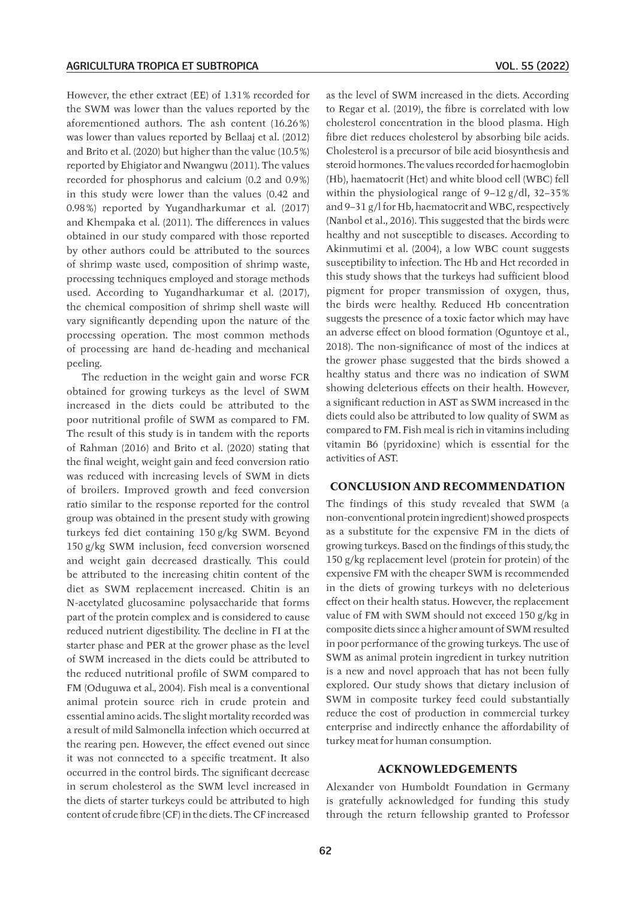However, the ether extract (EE) of 1.31% recorded for the SWM was lower than the values reported by the aforementioned authors. The ash content (16.26%) was lower than values reported by Bellaaj et al. (2012) and Brito et al. (2020) but higher than the value (10.5%) reported by Ehigiator and Nwangwu (2011). The values recorded for phosphorus and calcium (0.2 and 0.9%) in this study were lower than the values (0.42 and 0.98%) reported by Yugandharkumar et al. (2017) and Khempaka et al. (2011). The differences in values obtained in our study compared with those reported by other authors could be attributed to the sources of shrimp waste used, composition of shrimp waste, processing techniques employed and storage methods used. According to Yugandharkumar et al. (2017), the chemical composition of shrimp shell waste will vary significantly depending upon the nature of the processing operation. The most common methods of processing are hand de-heading and mechanical peeling.

The reduction in the weight gain and worse FCR obtained for growing turkeys as the level of SWM increased in the diets could be attributed to the poor nutritional profile of SWM as compared to FM. The result of this study is in tandem with the reports of Rahman (2016) and Brito et al. (2020) stating that the final weight, weight gain and feed conversion ratio was reduced with increasing levels of SWM in diets of broilers. Improved growth and feed conversion ratio similar to the response reported for the control group was obtained in the present study with growing turkeys fed diet containing 150 g/kg SWM. Beyond 150 g/kg SWM inclusion, feed conversion worsened and weight gain decreased drastically. This could be attributed to the increasing chitin content of the diet as SWM replacement increased. Chitin is an N-acetylated glucosamine polysaccharide that forms part of the protein complex and is considered to cause reduced nutrient digestibility. The decline in FI at the starter phase and PER at the grower phase as the level of SWM increased in the diets could be attributed to the reduced nutritional profile of SWM compared to FM (Oduguwa et al., 2004). Fish meal is a conventional animal protein source rich in crude protein and essential amino acids. The slight mortality recorded was a result of mild Salmonella infection which occurred at the rearing pen. However, the effect evened out since it was not connected to a specific treatment. It also occurred in the control birds. The significant decrease in serum cholesterol as the SWM level increased in the diets of starter turkeys could be attributed to high content of crude fibre (CF) in the diets. The CF increased as the level of SWM increased in the diets. According to Regar et al. (2019), the fibre is correlated with low cholesterol concentration in the blood plasma. High fibre diet reduces cholesterol by absorbing bile acids. Cholesterol is a precursor of bile acid biosynthesis and steroid hormones. The values recorded for haemoglobin (Hb), haematocrit (Hct) and white blood cell (WBC) fell within the physiological range of 9–12 g/dl, 32–35% and 9–31 g/l for Hb, haematocrit and WBC, respectively (Nanbol et al., 2016). This suggested that the birds were healthy and not susceptible to diseases. According to Akinmutimi et al. (2004), a low WBC count suggests susceptibility to infection. The Hb and Hct recorded in this study shows that the turkeys had sufficient blood pigment for proper transmission of oxygen, thus, the birds were healthy. Reduced Hb concentration suggests the presence of a toxic factor which may have an adverse effect on blood formation (Oguntoye et al., 2018). The non-significance of most of the indices at the grower phase suggested that the birds showed a healthy status and there was no indication of SWM showing deleterious effects on their health. However, a significant reduction in AST as SWM increased in the diets could also be attributed to low quality of SWM as compared to FM. Fish meal is rich in vitamins including vitamin B6 (pyridoxine) which is essential for the activities of AST.

## CONCLUSION AND RECOMMENDATION

The findings of this study revealed that SWM (a non-conventional protein ingredient) showed prospects as a substitute for the expensive FM in the diets of growing turkeys. Based on the findings of this study, the 150 g/kg replacement level (protein for protein) of the expensive FM with the cheaper SWM is recommended in the diets of growing turkeys with no deleterious effect on their health status. However, the replacement value of FM with SWM should not exceed 150 g/kg in composite diets since a higher amount of SWM resulted in poor performance of the growing turkeys. The use of SWM as animal protein ingredient in turkey nutrition is a new and novel approach that has not been fully explored. Our study shows that dietary inclusion of SWM in composite turkey feed could substantially reduce the cost of production in commercial turkey enterprise and indirectly enhance the affordability of turkey meat for human consumption.

## ACKNOWLEDGEMENTS

Alexander von Humboldt Foundation in Germany is gratefully acknowledged for funding this study through the return fellowship granted to Professor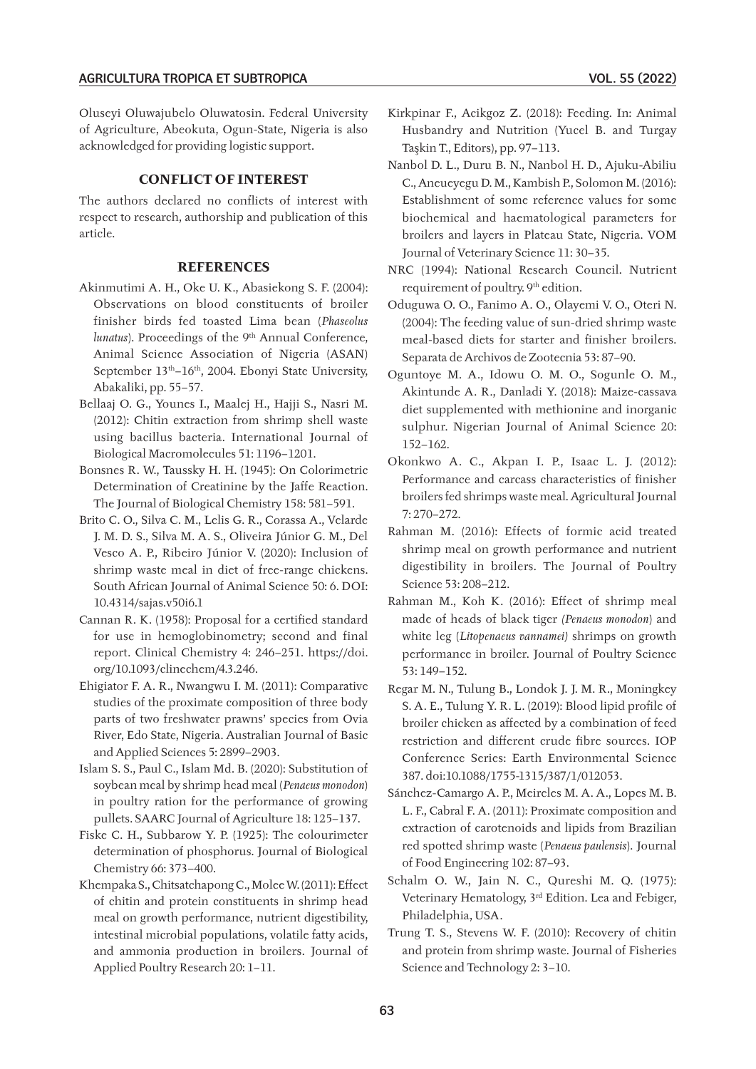Oluseyi Oluwajubelo Oluwatosin. Federal University of Agriculture, Abeokuta, Ogun-State, Nigeria is also acknowledged for providing logistic support.

## CONFLICT OF INTEREST

The authors declared no conflicts of interest with respect to research, authorship and publication of this article.

## REFERENCES

Akinmutimi A. H., Oke U. K., Abasiekong S. F. (2004): Observations on blood constituents of broiler finisher birds fed toasted Lima bean (*Phaseolus lunatus*). Proceedings of the 9th Annual Conference, Animal Science Association of Nigeria (ASAN) September 13th–16th, 2004. Ebonyi State University, Abakaliki, pp. 55–57.

Bellaaj O. G., Younes I., Maalej H., Hajji S., Nasri M. (2012): Chitin extraction from shrimp shell waste using bacillus bacteria. International Journal of Biological Macromolecules 51: 1196–1201.

Bonsnes R. W., Taussky H. H. (1945): On Colorimetric Determination of Creatinine by the Jaffe Reaction. The Journal of Biological Chemistry 158: 581–591.

Brito C. O., Silva C. M., Lelis G. R., Corassa A., Velarde J. M. D. S., Silva M. A. S., Oliveira Júnior G. M., Del Vesco A. P., Ribeiro Júnior V. (2020): Inclusion of shrimp waste meal in diet of free-range chickens. South African Journal of Animal Science 50: 6. DOI: 10.4314/sajas.v50i6.1

Cannan R. K. (1958): Proposal for a certified standard for use in hemoglobinometry; second and final report. Clinical Chemistry 4: 246–251. https://doi.org/10.1093/clinchem/4.3.246.

Ehigiator F. A. R., Nwangwu I. M. (2011): Comparative studies of the proximate composition of three body parts of two freshwater prawns' species from Ovia River, Edo State, Nigeria. Australian Journal of Basic and Applied Sciences 5: 2899–2903.

Islam S. S., Paul C., Islam Md. B. (2020): Substitution of soybean meal by shrimp head meal (*Penaeus monodon*) in poultry ration for the performance of growing pullets. SAARC Journal of Agriculture 18: 125–137.

Fiske C. H., Subbarow Y. P. (1925): The colourimeter determination of phosphorus. Journal of Biological Chemistry 66: 373–400.

Khempaka S., Chitsatchapong C., Molee W. (2011): Effect of chitin and protein constituents in shrimp head meal on growth performance, nutrient digestibility, intestinal microbial populations, volatile fatty acids, and ammonia production in broilers. Journal of Applied Poultry Research 20: 1–11.

Kirkpinar F., Acikgoz Z. (2018): Feeding. In: Animal Husbandry and Nutrition (Yucel B. and Turgay Taşkin T., Editors), pp. 97–113.

Nanbol D. L., Duru B. N., Nanbol H. D., Ajuku-Abiliu C., Aneueyegu D. M., Kambish P., Solomon M. (2016): Establishment of some reference values for some biochemical and haematological parameters for broilers and layers in Plateau State, Nigeria. VOM Journal of Veterinary Science 11: 30–35.

NRC (1994): National Research Council. Nutrient requirement of poultry. 9th edition.

Oduguwa O. O., Fanimo A. O., Olayemi V. O., Oteri N. (2004): The feeding value of sun-dried shrimp waste meal-based diets for starter and finisher broilers. Separata de Archivos de Zootecnia 53: 87–90.

Oguntoye M. A., Idowu O. M. O., Sogunle O. M., Akintunde A. R., Danladi Y. (2018): Maize-cassava diet supplemented with methionine and inorganic sulphur. Nigerian Journal of Animal Science 20: 152–162.

Okonkwo A. C., Akpan I. P., Isaac L. J. (2012): Performance and carcass characteristics of finisher broilers fed shrimps waste meal. Agricultural Journal 7: 270–272.

Rahman M. (2016): Effects of formic acid treated shrimp meal on growth performance and nutrient digestibility in broilers. The Journal of Poultry Science 53: 208–212.

Rahman M., Koh K. (2016): Effect of shrimp meal made of heads of black tiger *(Penaeus monodon*) and white leg (*Litopenaeus vannamei)* shrimps on growth performance in broiler. Journal of Poultry Science 53: 149–152.

Regar M. N., Tulung B., Londok J. J. M. R., Moningkey S. A. E., Tulung Y. R. L. (2019): Blood lipid profile of broiler chicken as affected by a combination of feed restriction and different crude fibre sources. IOP Conference Series: Earth Environmental Science 387. doi:10.1088/1755-1315/387/1/012053.

Sánchez-Camargo A. P., Meireles M. A. A., Lopes M. B. L. F., Cabral F. A. (2011): Proximate composition and extraction of carotenoids and lipids from Brazilian red spotted shrimp waste (*Penaeus paulensis*). Journal of Food Engineering 102: 87–93.

Schalm O. W., Jain N. C., Qureshi M. Q. (1975): Veterinary Hematology, 3rd Edition. Lea and Febiger, Philadelphia, USA.

Trung T. S., Stevens W. F. (2010): Recovery of chitin and protein from shrimp waste. Journal of Fisheries Science and Technology 2: 3–10.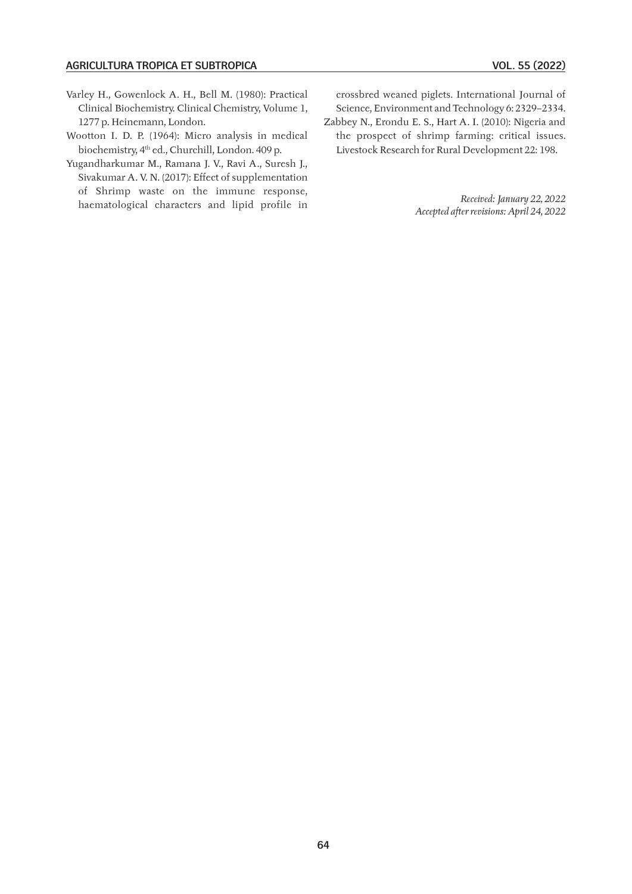Varley H., Gowenlock A. H., Bell M. (1980): Practical Clinical Biochemistry. Clinical Chemistry, Volume 1, 1277 p. Heinemann, London.

Wootton I. D. P. (1964): Micro analysis in medical biochemistry, 4th ed., Churchill, London. 409 p.

Yugandharkumar M., Ramana J. V., Ravi A., Suresh J., Sivakumar A. V. N. (2017): Effect of supplementation of Shrimp waste on the immune response, haematological characters and lipid profile in crossbred weaned piglets. International Journal of Science, Environment and Technology 6: 2329–2334.

Zabbey N., Erondu E. S., Hart A. I. (2010): Nigeria and the prospect of shrimp farming: critical issues. Livestock Research for Rural Development 22: 198.

*Received: January 22, 2022*
*Accepted after revisions: April 24, 2022*